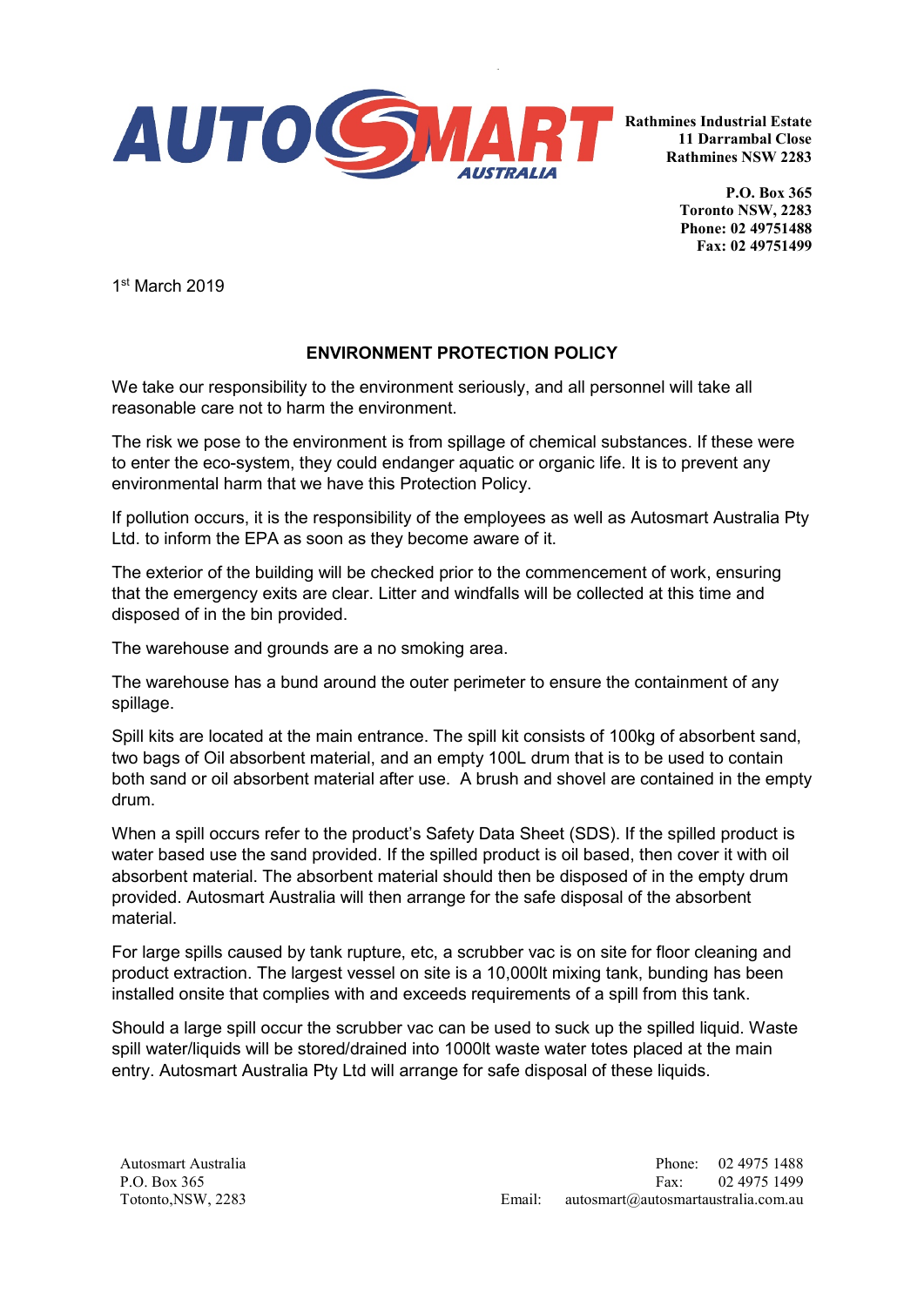Rathmines Industrial Estate
11 Darrambal Close
Rathmines NSW 2283

P.O. Box 365
Toronto NSW, 2283
Phone: 02 49751488
Fax: 02 49751499

1st March 2019

## ENVIRONMENT PROTECTION POLICY

We take our responsibility to the environment seriously, and all personnel will take all reasonable care not to harm the environment.

The risk we pose to the environment is from spillage of chemical substances. If these were to enter the eco-system, they could endanger aquatic or organic life. It is to prevent any environmental harm that we have this Protection Policy.

If pollution occurs, it is the responsibility of the employees as well as Autosmart Australia Pty Ltd. to inform the EPA as soon as they become aware of it.

The exterior of the building will be checked prior to the commencement of work, ensuring that the emergency exits are clear. Litter and windfalls will be collected at this time and disposed of in the bin provided.

The warehouse and grounds are a no smoking area.

The warehouse has a bund around the outer perimeter to ensure the containment of any spillage.

Spill kits are located at the main entrance. The spill kit consists of 100kg of absorbent sand, two bags of Oil absorbent material, and an empty 100L drum that is to be used to contain both sand or oil absorbent material after use. A brush and shovel are contained in the empty drum.

When a spill occurs refer to the product's Safety Data Sheet (SDS). If the spilled product is water based use the sand provided. If the spilled product is oil based, then cover it with oil absorbent material. The absorbent material should then be disposed of in the empty drum provided. Autosmart Australia will then arrange for the safe disposal of the absorbent material.

For large spills caused by tank rupture, etc, a scrubber vac is on site for floor cleaning and product extraction. The largest vessel on site is a 10,000lt mixing tank, bunding has been installed onsite that complies with and exceeds requirements of a spill from this tank.

Should a large spill occur the scrubber vac can be used to suck up the spilled liquid. Waste spill water/liquids will be stored/drained into 1000lt waste water totes placed at the main entry. Autosmart Australia Pty Ltd will arrange for safe disposal of these liquids.

Autosmart Australia
P.O. Box 365
Totonto,NSW, 2283

Phone: 02 4975 1488
Fax: 02 4975 1499
Email: autosmart@autosmartaustralia.com.au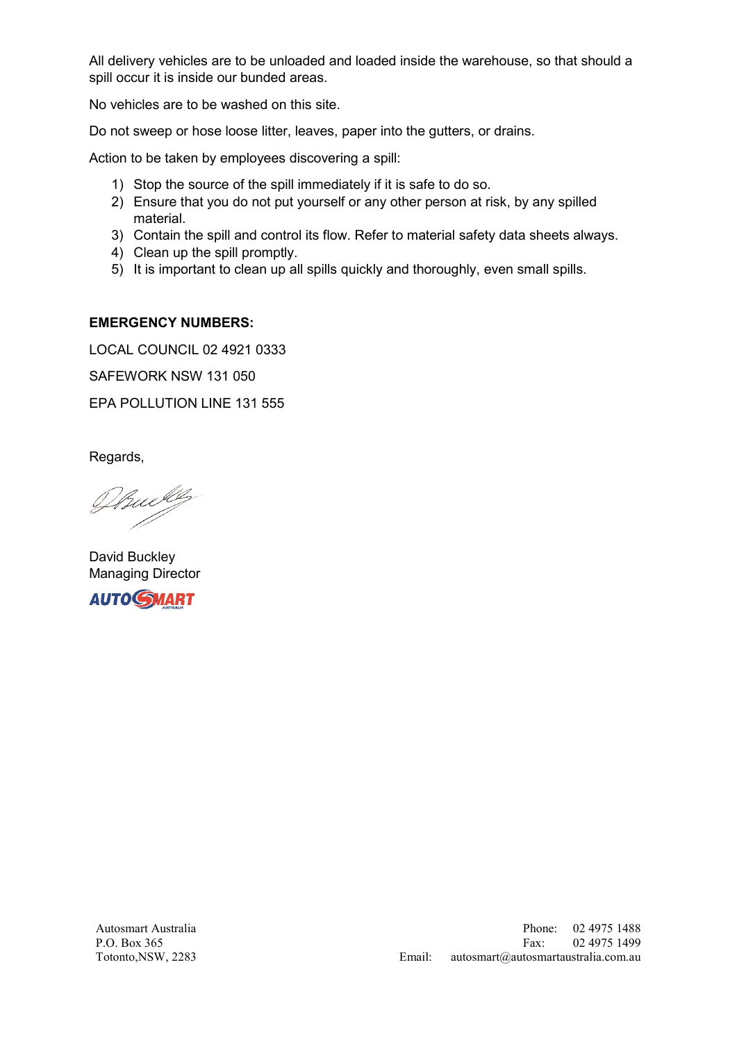All delivery vehicles are to be unloaded and loaded inside the warehouse, so that should a spill occur it is inside our bunded areas.

No vehicles are to be washed on this site.

Do not sweep or hose loose litter, leaves, paper into the gutters, or drains.

Action to be taken by employees discovering a spill:

1) Stop the source of the spill immediately if it is safe to do so.
2) Ensure that you do not put yourself or any other person at risk, by any spilled material.
3) Contain the spill and control its flow. Refer to material safety data sheets always.
4) Clean up the spill promptly.
5) It is important to clean up all spills quickly and thoroughly, even small spills.

**EMERGENCY NUMBERS:**

LOCAL COUNCIL 02 4921 0333

SAFEWORK NSW 131 050

EPA POLLUTION LINE 131 555

Regards,

David Buckley
Managing Director

AUTOSMART

Autosmart Australia
P.O. Box 365
Totonto,NSW, 2283

Phone: 02 4975 1488
Fax: 02 4975 1499
Email: autosmart@autosmartaustralia.com.au